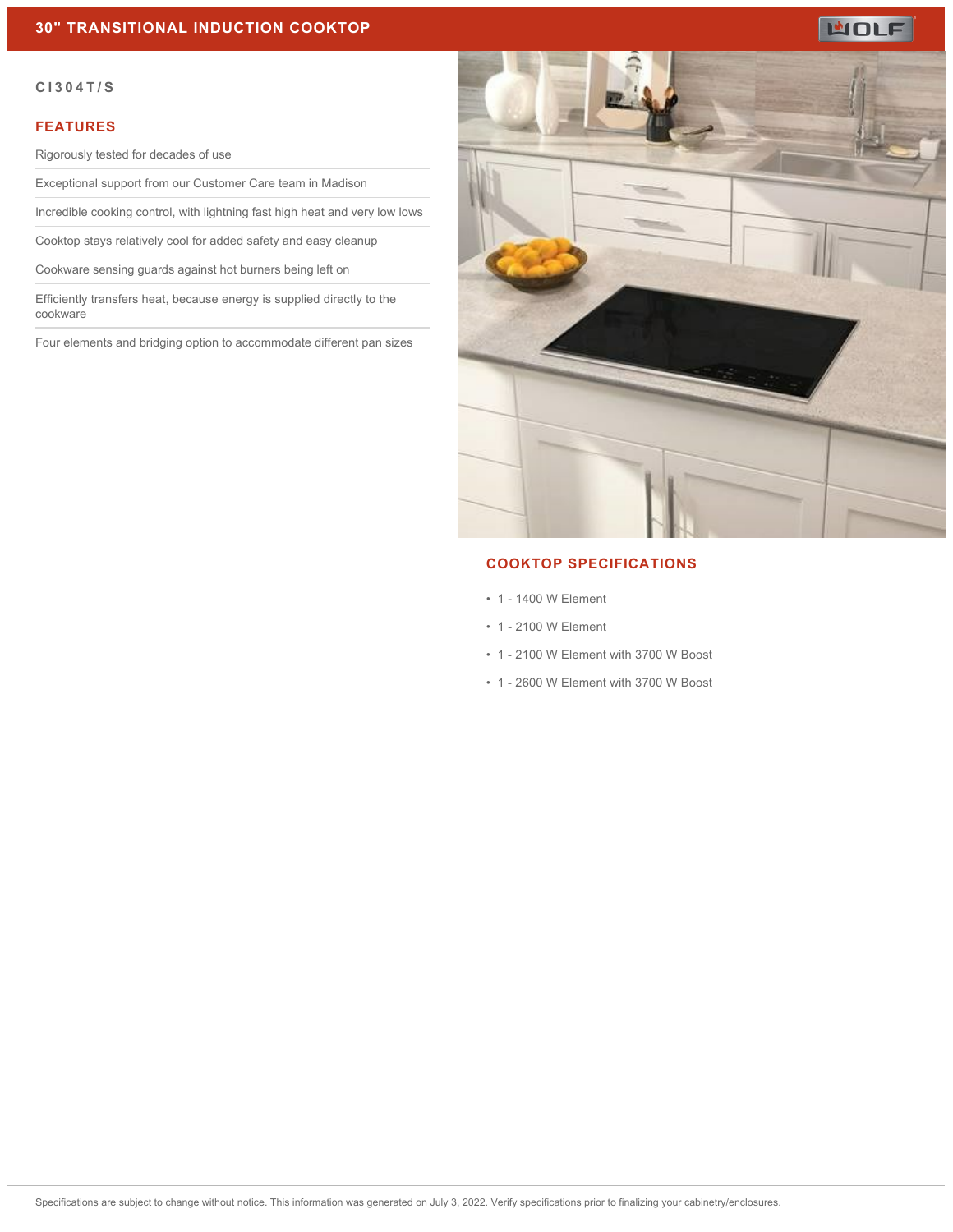# 30" TRANSITIONAL INDUCTION COOKTOP

WOLF

**CI304T/S**

## FEATURES

- Rigorously tested for decades of use
- Exceptional support from our Customer Care team in Madison
- Incredible cooking control, with lightning fast high heat and very low lows
- Cooktop stays relatively cool for added safety and easy cleanup
- Cookware sensing guards against hot burners being left on
- Efficiently transfers heat, because energy is supplied directly to the cookware
- Four elements and bridging option to accommodate different pan sizes

## COOKTOP SPECIFICATIONS

- 1 - 1400 W Element
- 1 - 2100 W Element
- 1 - 2100 W Element with 3700 W Boost
- 1 - 2600 W Element with 3700 W Boost

Specifications are subject to change without notice. This information was generated on July 3, 2022. Verify specifications prior to finalizing your cabinetry/enclosures.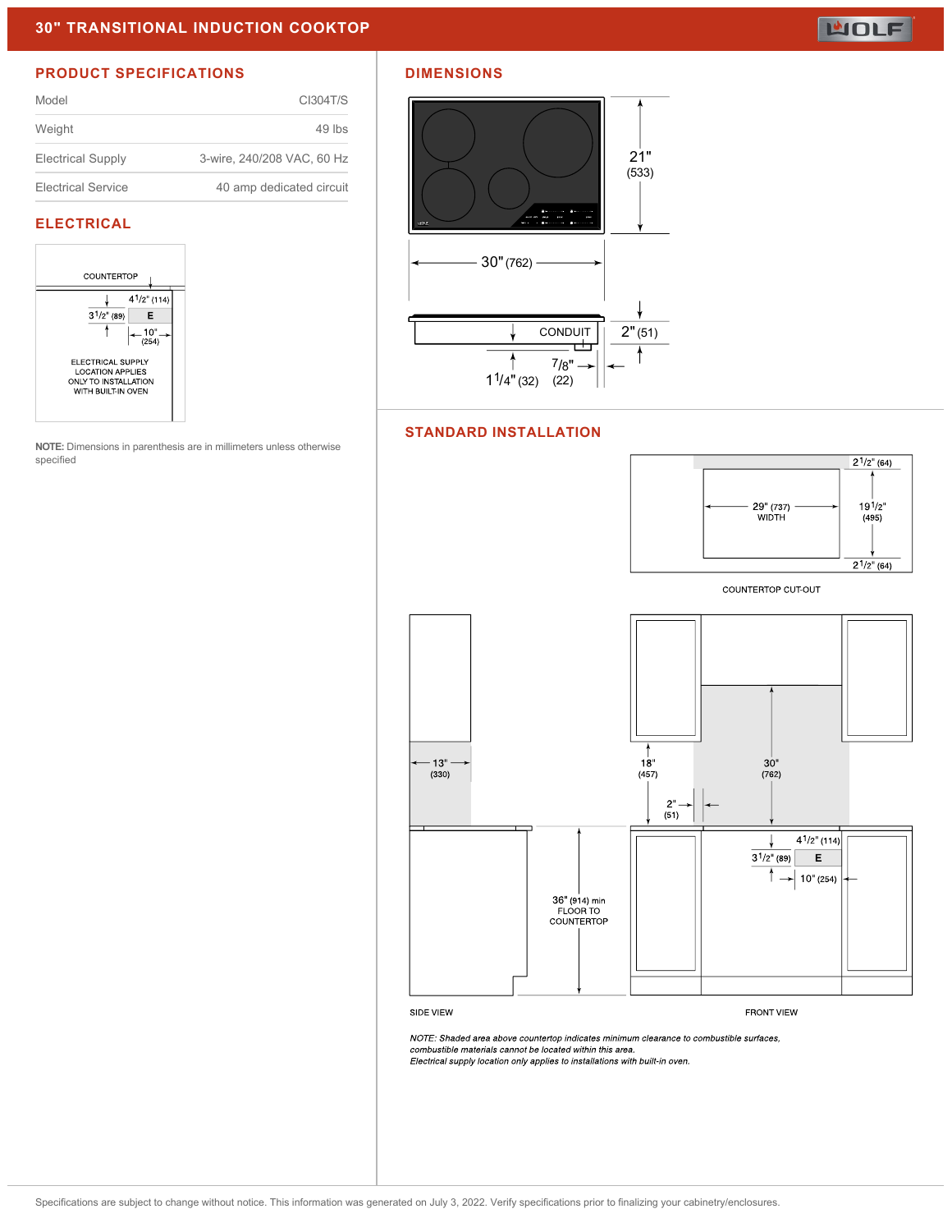# 30" TRANSITIONAL INDUCTION COOKTOP

## PRODUCT SPECIFICATIONS

| | |
|---|---|
| Model | CI304T/S |
| Weight | 49 lbs |
| Electrical Supply | 3-wire, 240/208 VAC, 60 Hz |
| Electrical Service | 40 amp dedicated circuit |

## ELECTRICAL

COUNTERTOP

4 1/2" (114)

3 1/2" (89)

E

10" (254)

ELECTRICAL SUPPLY LOCATION APPLIES ONLY TO INSTALLATION WITH BUILT-IN OVEN

**NOTE:** Dimensions in parenthesis are in millimeters unless otherwise specified

## DIMENSIONS

21" (533)

30" (762)

CONDUIT

2" (51)

7/8" (22)

1 1/4" (32)

## STANDARD INSTALLATION

2 1/2" (64)

29" (737) WIDTH

19 1/2" (495)

2 1/2" (64)

COUNTERTOP CUT-OUT

13" (330)

18" (457)

30" (762)

2" (51)

36" (914) min FLOOR TO COUNTERTOP

4 1/2" (114)

3 1/2" (89)

E

10" (254)

SIDE VIEW

FRONT VIEW

*NOTE: Shaded area above countertop indicates minimum clearance to combustible surfaces, combustible materials cannot be located within this area.*
*Electrical supply location only applies to installations with built-in oven.*

Specifications are subject to change without notice. This information was generated on July 3, 2022. Verify specifications prior to finalizing your cabinetry/enclosures.